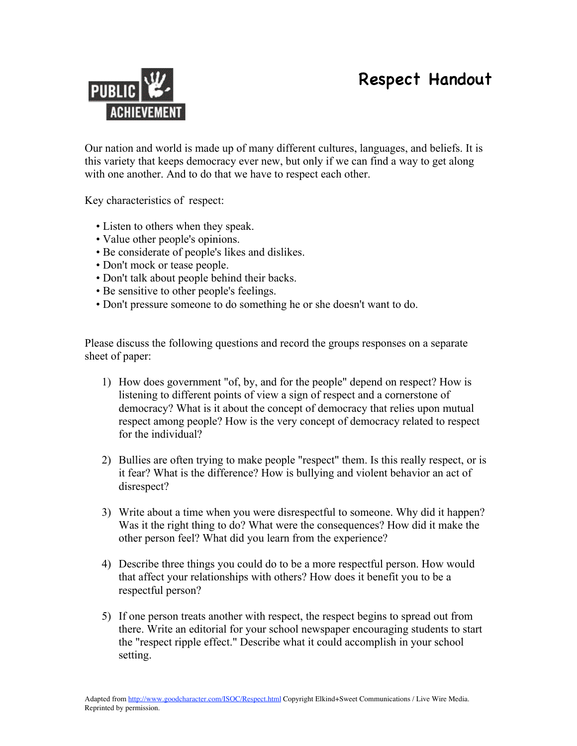# Respect Handout

PUBLIC ACHIEVEMENT

Our nation and world is made up of many different cultures, languages, and beliefs. It is this variety that keeps democracy ever new, but only if we can find a way to get along with one another. And to do that we have to respect each other.

Key characteristics of respect:

- Listen to others when they speak.
- Value other people's opinions.
- Be considerate of people's likes and dislikes.
- Don't mock or tease people.
- Don't talk about people behind their backs.
- Be sensitive to other people's feelings.
- Don't pressure someone to do something he or she doesn't want to do.

Please discuss the following questions and record the groups responses on a separate sheet of paper:

1) How does government "of, by, and for the people" depend on respect? How is listening to different points of view a sign of respect and a cornerstone of democracy? What is it about the concept of democracy that relies upon mutual respect among people? How is the very concept of democracy related to respect for the individual?

2) Bullies are often trying to make people "respect" them. Is this really respect, or is it fear? What is the difference? How is bullying and violent behavior an act of disrespect?

3) Write about a time when you were disrespectful to someone. Why did it happen? Was it the right thing to do? What were the consequences? How did it make the other person feel? What did you learn from the experience?

4) Describe three things you could do to be a more respectful person. How would that affect your relationships with others? How does it benefit you to be a respectful person?

5) If one person treats another with respect, the respect begins to spread out from there. Write an editorial for your school newspaper encouraging students to start the "respect ripple effect." Describe what it could accomplish in your school setting.

Adapted from http://www.goodcharacter.com/ISOC/Respect.html Copyright Elkind+Sweet Communications / Live Wire Media. Reprinted by permission.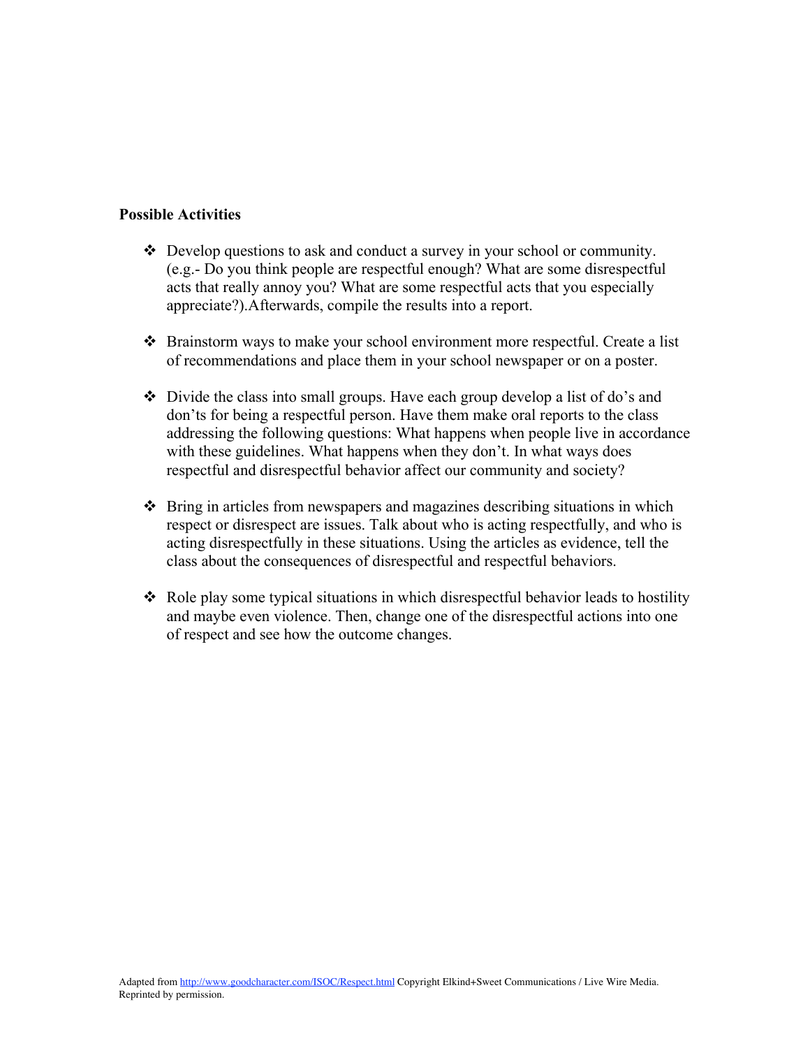**Possible Activities**

- Develop questions to ask and conduct a survey in your school or community. (e.g.- Do you think people are respectful enough? What are some disrespectful acts that really annoy you? What are some respectful acts that you especially appreciate?).Afterwards, compile the results into a report.

- Brainstorm ways to make your school environment more respectful. Create a list of recommendations and place them in your school newspaper or on a poster.

- Divide the class into small groups. Have each group develop a list of do's and don'ts for being a respectful person. Have them make oral reports to the class addressing the following questions: What happens when people live in accordance with these guidelines. What happens when they don't. In what ways does respectful and disrespectful behavior affect our community and society?

- Bring in articles from newspapers and magazines describing situations in which respect or disrespect are issues. Talk about who is acting respectfully, and who is acting disrespectfully in these situations. Using the articles as evidence, tell the class about the consequences of disrespectful and respectful behaviors.

- Role play some typical situations in which disrespectful behavior leads to hostility and maybe even violence. Then, change one of the disrespectful actions into one of respect and see how the outcome changes.

Adapted from http://www.goodcharacter.com/ISOC/Respect.html Copyright Elkind+Sweet Communications / Live Wire Media. Reprinted by permission.